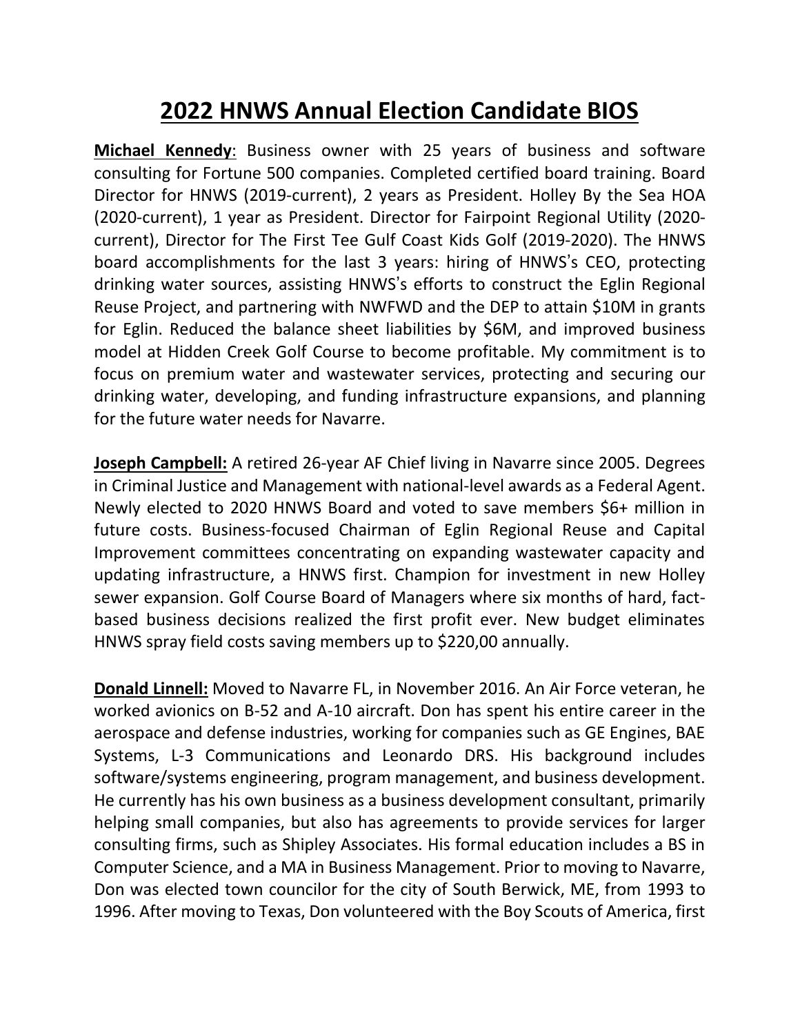# 2022 HNWS Annual Election Candidate BIOS

**Michael Kennedy**: Business owner with 25 years of business and software consulting for Fortune 500 companies. Completed certified board training. Board Director for HNWS (2019-current), 2 years as President. Holley By the Sea HOA (2020-current), 1 year as President. Director for Fairpoint Regional Utility (2020-current), Director for The First Tee Gulf Coast Kids Golf (2019-2020). The HNWS board accomplishments for the last 3 years: hiring of HNWS's CEO, protecting drinking water sources, assisting HNWS's efforts to construct the Eglin Regional Reuse Project, and partnering with NWFWD and the DEP to attain $10M in grants for Eglin. Reduced the balance sheet liabilities by $6M, and improved business model at Hidden Creek Golf Course to become profitable. My commitment is to focus on premium water and wastewater services, protecting and securing our drinking water, developing, and funding infrastructure expansions, and planning for the future water needs for Navarre.

**Joseph Campbell:** A retired 26-year AF Chief living in Navarre since 2005. Degrees in Criminal Justice and Management with national-level awards as a Federal Agent. Newly elected to 2020 HNWS Board and voted to save members $6+ million in future costs. Business-focused Chairman of Eglin Regional Reuse and Capital Improvement committees concentrating on expanding wastewater capacity and updating infrastructure, a HNWS first. Champion for investment in new Holley sewer expansion. Golf Course Board of Managers where six months of hard, fact-based business decisions realized the first profit ever. New budget eliminates HNWS spray field costs saving members up to $220,00 annually.

**Donald Linnell:** Moved to Navarre FL, in November 2016. An Air Force veteran, he worked avionics on B-52 and A-10 aircraft. Don has spent his entire career in the aerospace and defense industries, working for companies such as GE Engines, BAE Systems, L-3 Communications and Leonardo DRS. His background includes software/systems engineering, program management, and business development. He currently has his own business as a business development consultant, primarily helping small companies, but also has agreements to provide services for larger consulting firms, such as Shipley Associates. His formal education includes a BS in Computer Science, and a MA in Business Management. Prior to moving to Navarre, Don was elected town councilor for the city of South Berwick, ME, from 1993 to 1996. After moving to Texas, Don volunteered with the Boy Scouts of America, first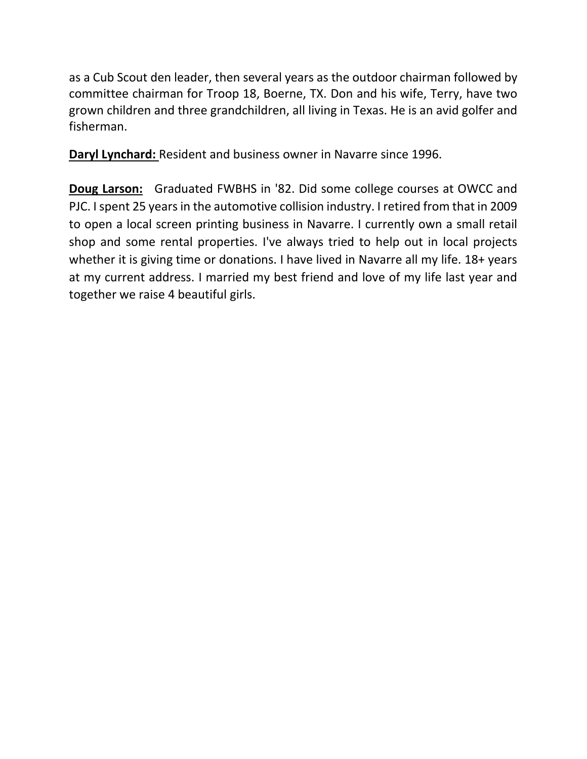as a Cub Scout den leader, then several years as the outdoor chairman followed by committee chairman for Troop 18, Boerne, TX. Don and his wife, Terry, have two grown children and three grandchildren, all living in Texas. He is an avid golfer and fisherman.

**Daryl Lynchard:** Resident and business owner in Navarre since 1996.

**Doug Larson:** Graduated FWBHS in '82. Did some college courses at OWCC and PJC. I spent 25 years in the automotive collision industry. I retired from that in 2009 to open a local screen printing business in Navarre. I currently own a small retail shop and some rental properties. I've always tried to help out in local projects whether it is giving time or donations. I have lived in Navarre all my life. 18+ years at my current address. I married my best friend and love of my life last year and together we raise 4 beautiful girls.